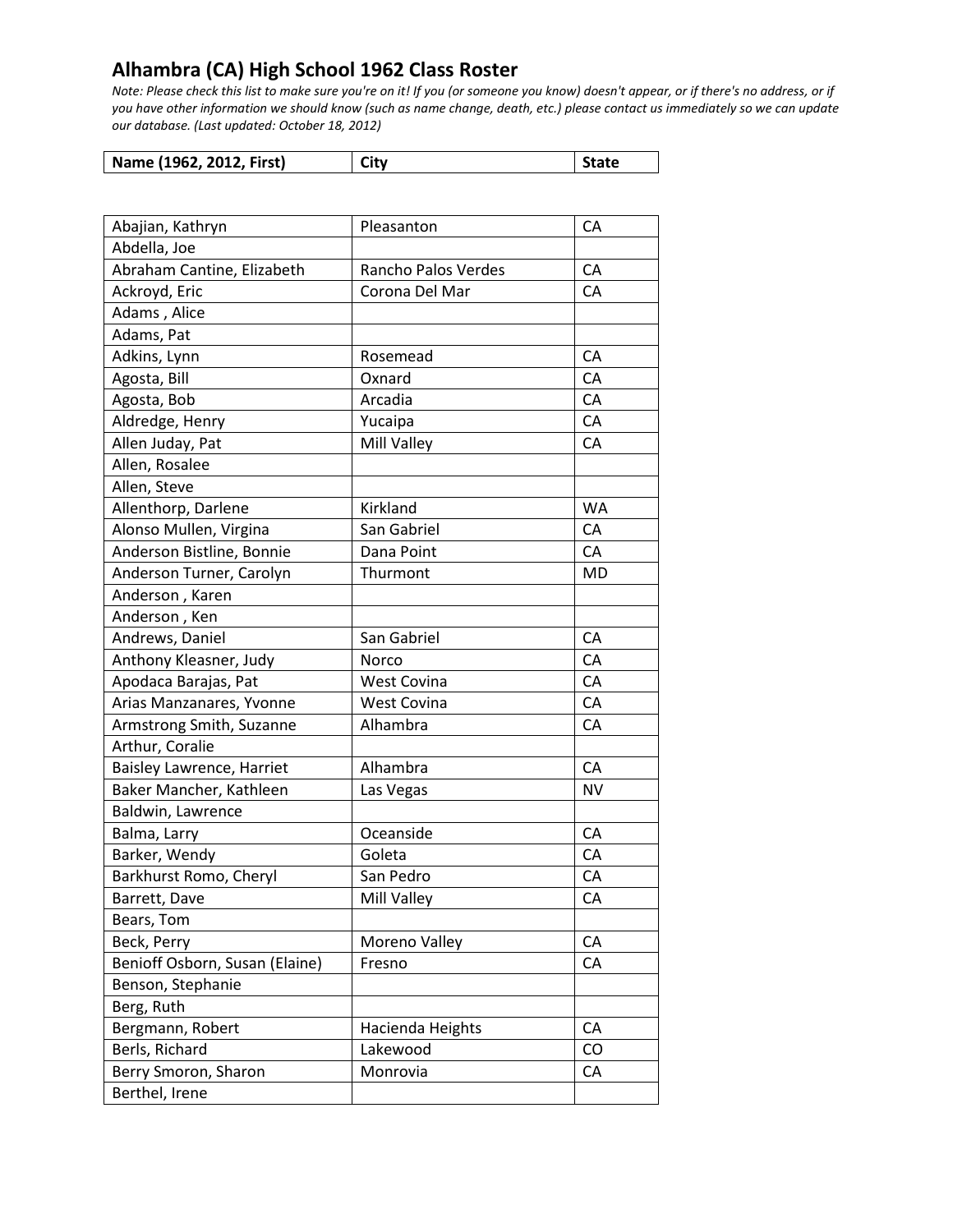# Alhambra (CA) High School 1962 Class Roster

*Note: Please check this list to make sure you're on it! If you (or someone you know) doesn't appear, or if there's no address, or if you have other information we should know (such as name change, death, etc.) please contact us immediately so we can update our database. (Last updated: October 18, 2012)*

| Name (1962, 2012, First) | City | State |
|---|---|---|
| Abajian, Kathryn | Pleasanton | CA |
| Abdella, Joe | | |
| Abraham Cantine, Elizabeth | Rancho Palos Verdes | CA |
| Ackroyd, Eric | Corona Del Mar | CA |
| Adams , Alice | | |
| Adams, Pat | | |
| Adkins, Lynn | Rosemead | CA |
| Agosta, Bill | Oxnard | CA |
| Agosta, Bob | Arcadia | CA |
| Aldredge, Henry | Yucaipa | CA |
| Allen Juday, Pat | Mill Valley | CA |
| Allen, Rosalee | | |
| Allen, Steve | | |
| Allenthorp, Darlene | Kirkland | WA |
| Alonso Mullen, Virgina | San Gabriel | CA |
| Anderson Bistline, Bonnie | Dana Point | CA |
| Anderson Turner, Carolyn | Thurmont | MD |
| Anderson , Karen | | |
| Anderson , Ken | | |
| Andrews, Daniel | San Gabriel | CA |
| Anthony Kleasner, Judy | Norco | CA |
| Apodaca Barajas, Pat | West Covina | CA |
| Arias Manzanares, Yvonne | West Covina | CA |
| Armstrong Smith, Suzanne | Alhambra | CA |
| Arthur, Coralie | | |
| Baisley Lawrence, Harriet | Alhambra | CA |
| Baker Mancher, Kathleen | Las Vegas | NV |
| Baldwin, Lawrence | | |
| Balma, Larry | Oceanside | CA |
| Barker, Wendy | Goleta | CA |
| Barkhurst Romo, Cheryl | San Pedro | CA |
| Barrett, Dave | Mill Valley | CA |
| Bears, Tom | | |
| Beck, Perry | Moreno Valley | CA |
| Benioff Osborn, Susan (Elaine) | Fresno | CA |
| Benson, Stephanie | | |
| Berg, Ruth | | |
| Bergmann, Robert | Hacienda Heights | CA |
| Berls, Richard | Lakewood | CO |
| Berry Smoron, Sharon | Monrovia | CA |
| Berthel, Irene | | |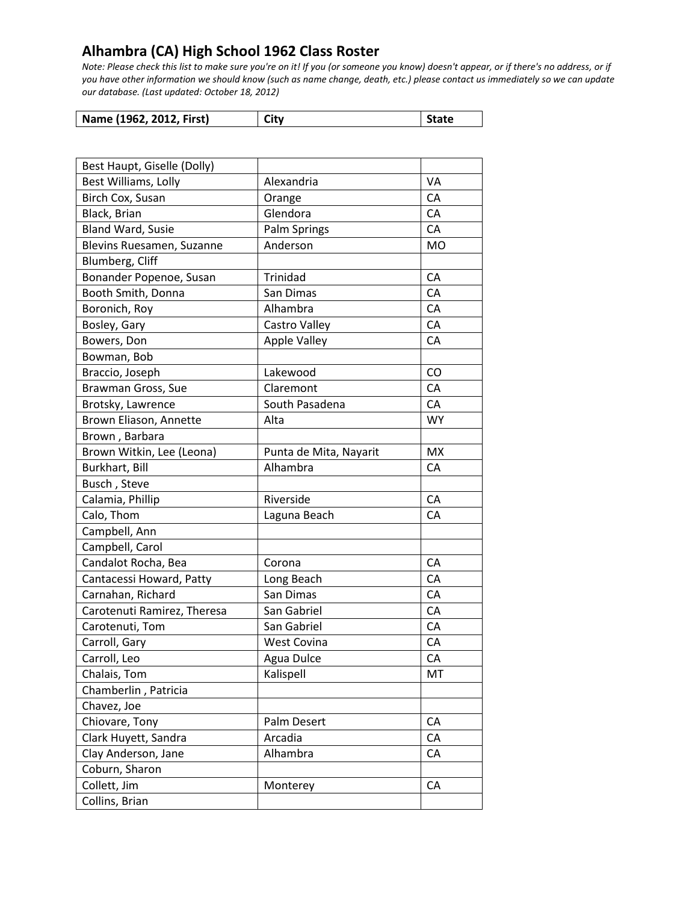## Alhambra (CA) High School 1962 Class Roster

*Note: Please check this list to make sure you're on it! If you (or someone you know) doesn't appear, or if there's no address, or if you have other information we should know (such as name change, death, etc.) please contact us immediately so we can update our database. (Last updated: October 18, 2012)*

| Name (1962, 2012, First) | City | State |
|---|---|---|
| Best Haupt, Giselle (Dolly) | | |
| Best Williams, Lolly | Alexandria | VA |
| Birch Cox, Susan | Orange | CA |
| Black, Brian | Glendora | CA |
| Bland Ward, Susie | Palm Springs | CA |
| Blevins Ruesamen, Suzanne | Anderson | MO |
| Blumberg, Cliff | | |
| Bonander Popenoe, Susan | Trinidad | CA |
| Booth Smith, Donna | San Dimas | CA |
| Boronich, Roy | Alhambra | CA |
| Bosley, Gary | Castro Valley | CA |
| Bowers, Don | Apple Valley | CA |
| Bowman, Bob | | |
| Braccio, Joseph | Lakewood | CO |
| Brawman Gross, Sue | Claremont | CA |
| Brotsky, Lawrence | South Pasadena | CA |
| Brown Eliason, Annette | Alta | WY |
| Brown , Barbara | | |
| Brown Witkin, Lee (Leona) | Punta de Mita, Nayarit | MX |
| Burkhart, Bill | Alhambra | CA |
| Busch , Steve | | |
| Calamia, Phillip | Riverside | CA |
| Calo, Thom | Laguna Beach | CA |
| Campbell, Ann | | |
| Campbell, Carol | | |
| Candalot Rocha, Bea | Corona | CA |
| Cantacessi Howard, Patty | Long Beach | CA |
| Carnahan, Richard | San Dimas | CA |
| Carotenuti Ramirez, Theresa | San Gabriel | CA |
| Carotenuti, Tom | San Gabriel | CA |
| Carroll, Gary | West Covina | CA |
| Carroll, Leo | Agua Dulce | CA |
| Chalais, Tom | Kalispell | MT |
| Chamberlin , Patricia | | |
| Chavez, Joe | | |
| Chiovare, Tony | Palm Desert | CA |
| Clark Huyett, Sandra | Arcadia | CA |
| Clay Anderson, Jane | Alhambra | CA |
| Coburn, Sharon | | |
| Collett, Jim | Monterey | CA |
| Collins, Brian | | |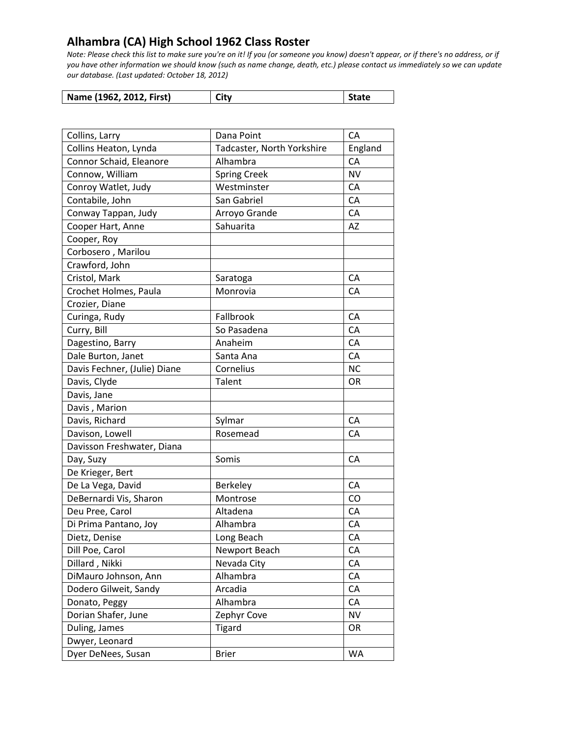## Alhambra (CA) High School 1962 Class Roster

*Note: Please check this list to make sure you're on it! If you (or someone you know) doesn't appear, or if there's no address, or if you have other information we should know (such as name change, death, etc.) please contact us immediately so we can update our database. (Last updated: October 18, 2012)*

| Name (1962, 2012, First) | City | State |
|---|---|---|
| Collins, Larry | Dana Point | CA |
| Collins Heaton, Lynda | Tadcaster, North Yorkshire | England |
| Connor Schaid, Eleanore | Alhambra | CA |
| Connow, William | Spring Creek | NV |
| Conroy Watlet, Judy | Westminster | CA |
| Contabile, John | San Gabriel | CA |
| Conway Tappan, Judy | Arroyo Grande | CA |
| Cooper Hart, Anne | Sahuarita | AZ |
| Cooper, Roy | | |
| Corbosero , Marilou | | |
| Crawford, John | | |
| Cristol, Mark | Saratoga | CA |
| Crochet Holmes, Paula | Monrovia | CA |
| Crozier, Diane | | |
| Curinga, Rudy | Fallbrook | CA |
| Curry, Bill | So Pasadena | CA |
| Dagestino, Barry | Anaheim | CA |
| Dale Burton, Janet | Santa Ana | CA |
| Davis Fechner, (Julie) Diane | Cornelius | NC |
| Davis, Clyde | Talent | OR |
| Davis, Jane | | |
| Davis , Marion | | |
| Davis, Richard | Sylmar | CA |
| Davison, Lowell | Rosemead | CA |
| Davisson Freshwater, Diana | | |
| Day, Suzy | Somis | CA |
| De Krieger, Bert | | |
| De La Vega, David | Berkeley | CA |
| DeBernardi Vis, Sharon | Montrose | CO |
| Deu Pree, Carol | Altadena | CA |
| Di Prima Pantano, Joy | Alhambra | CA |
| Dietz, Denise | Long Beach | CA |
| Dill Poe, Carol | Newport Beach | CA |
| Dillard , Nikki | Nevada City | CA |
| DiMauro Johnson, Ann | Alhambra | CA |
| Dodero Gilweit, Sandy | Arcadia | CA |
| Donato, Peggy | Alhambra | CA |
| Dorian Shafer, June | Zephyr Cove | NV |
| Duling, James | Tigard | OR |
| Dwyer, Leonard | | |
| Dyer DeNees, Susan | Brier | WA |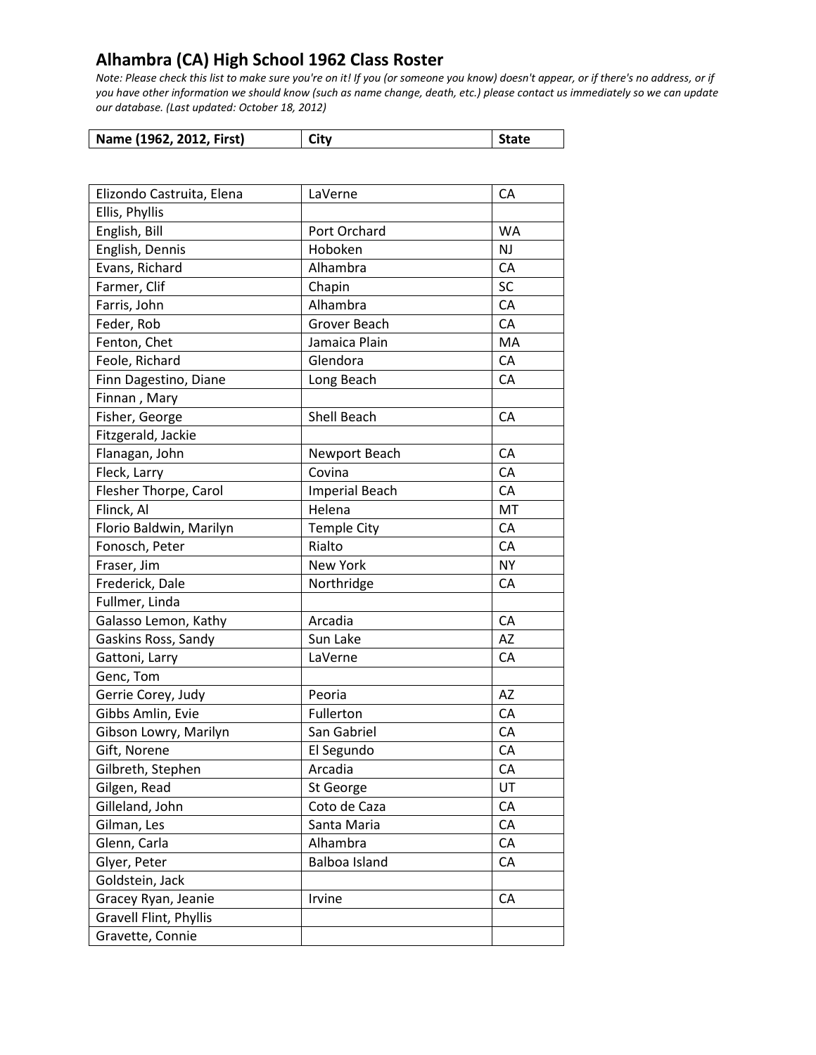# Alhambra (CA) High School 1962 Class Roster

*Note: Please check this list to make sure you're on it! If you (or someone you know) doesn't appear, or if there's no address, or if you have other information we should know (such as name change, death, etc.) please contact us immediately so we can update our database. (Last updated: October 18, 2012)*

| Name (1962, 2012, First) | City | State |
|---|---|---|
| Elizondo Castruita, Elena | LaVerne | CA |
| Ellis, Phyllis | | |
| English, Bill | Port Orchard | WA |
| English, Dennis | Hoboken | NJ |
| Evans, Richard | Alhambra | CA |
| Farmer, Clif | Chapin | SC |
| Farris, John | Alhambra | CA |
| Feder, Rob | Grover Beach | CA |
| Fenton, Chet | Jamaica Plain | MA |
| Feole, Richard | Glendora | CA |
| Finn Dagestino, Diane | Long Beach | CA |
| Finnan , Mary | | |
| Fisher, George | Shell Beach | CA |
| Fitzgerald, Jackie | | |
| Flanagan, John | Newport Beach | CA |
| Fleck, Larry | Covina | CA |
| Flesher Thorpe, Carol | Imperial Beach | CA |
| Flinck, Al | Helena | MT |
| Florio Baldwin, Marilyn | Temple City | CA |
| Fonosch, Peter | Rialto | CA |
| Fraser, Jim | New York | NY |
| Frederick, Dale | Northridge | CA |
| Fullmer, Linda | | |
| Galasso Lemon, Kathy | Arcadia | CA |
| Gaskins Ross, Sandy | Sun Lake | AZ |
| Gattoni, Larry | LaVerne | CA |
| Genc, Tom | | |
| Gerrie Corey, Judy | Peoria | AZ |
| Gibbs Amlin, Evie | Fullerton | CA |
| Gibson Lowry, Marilyn | San Gabriel | CA |
| Gift, Norene | El Segundo | CA |
| Gilbreth, Stephen | Arcadia | CA |
| Gilgen, Read | St George | UT |
| Gilleland, John | Coto de Caza | CA |
| Gilman, Les | Santa Maria | CA |
| Glenn, Carla | Alhambra | CA |
| Glyer, Peter | Balboa Island | CA |
| Goldstein, Jack | | |
| Gracey Ryan, Jeanie | Irvine | CA |
| Gravell Flint, Phyllis | | |
| Gravette, Connie | | |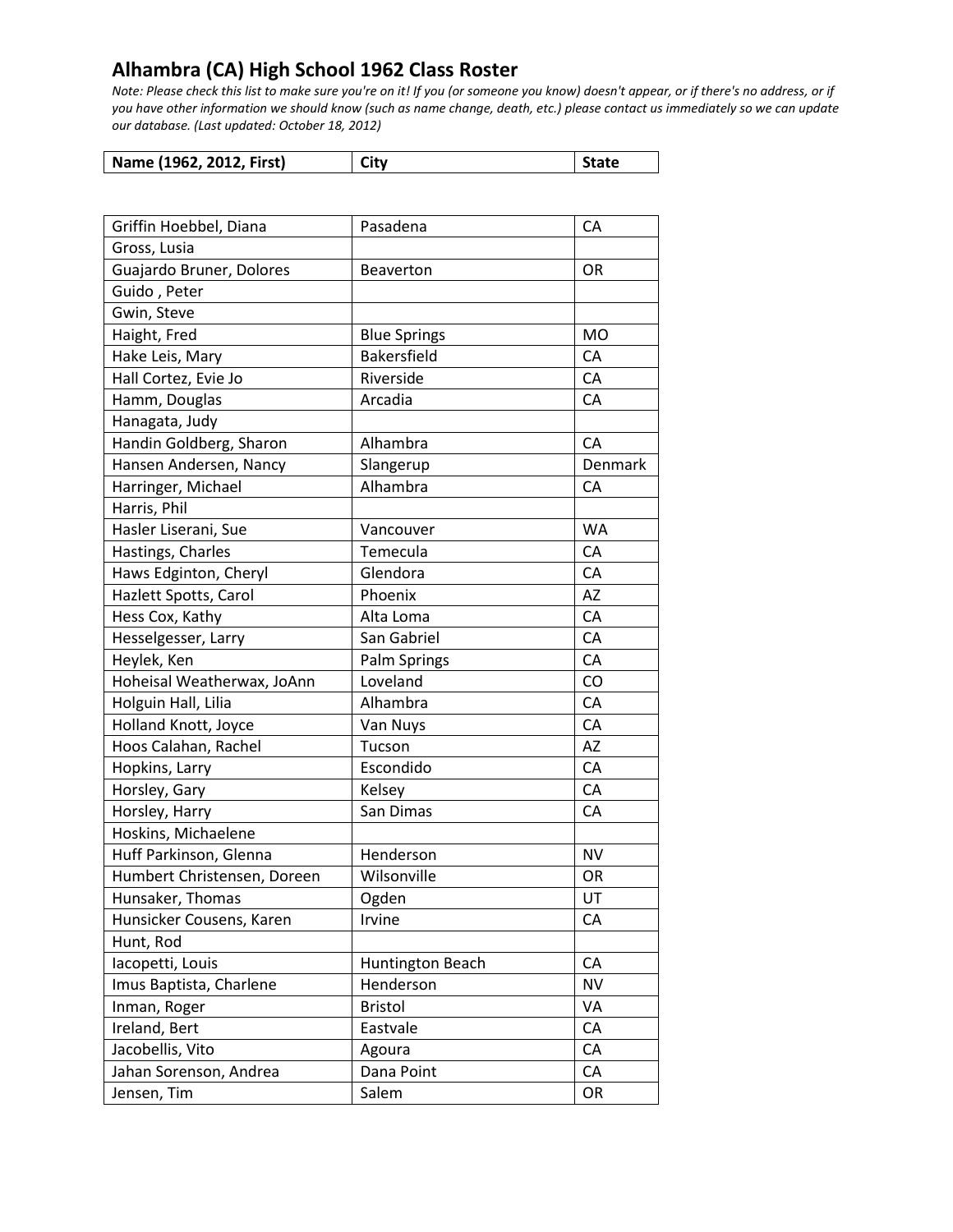## Alhambra (CA) High School 1962 Class Roster

*Note: Please check this list to make sure you're on it! If you (or someone you know) doesn't appear, or if there's no address, or if you have other information we should know (such as name change, death, etc.) please contact us immediately so we can update our database. (Last updated: October 18, 2012)*

| Name (1962, 2012, First) | City | State |
|---|---|---|
| Griffin Hoebbel, Diana | Pasadena | CA |
| Gross, Lusia | | |
| Guajardo Bruner, Dolores | Beaverton | OR |
| Guido , Peter | | |
| Gwin, Steve | | |
| Haight, Fred | Blue Springs | MO |
| Hake Leis, Mary | Bakersfield | CA |
| Hall Cortez, Evie Jo | Riverside | CA |
| Hamm, Douglas | Arcadia | CA |
| Hanagata, Judy | | |
| Handin Goldberg, Sharon | Alhambra | CA |
| Hansen Andersen, Nancy | Slangerup | Denmark |
| Harringer, Michael | Alhambra | CA |
| Harris, Phil | | |
| Hasler Liserani, Sue | Vancouver | WA |
| Hastings, Charles | Temecula | CA |
| Haws Edginton, Cheryl | Glendora | CA |
| Hazlett Spotts, Carol | Phoenix | AZ |
| Hess Cox, Kathy | Alta Loma | CA |
| Hesselgesser, Larry | San Gabriel | CA |
| Heylek, Ken | Palm Springs | CA |
| Hoheisal Weatherwax, JoAnn | Loveland | CO |
| Holguin Hall, Lilia | Alhambra | CA |
| Holland Knott, Joyce | Van Nuys | CA |
| Hoos Calahan, Rachel | Tucson | AZ |
| Hopkins, Larry | Escondido | CA |
| Horsley, Gary | Kelsey | CA |
| Horsley, Harry | San Dimas | CA |
| Hoskins, Michaelene | | |
| Huff Parkinson, Glenna | Henderson | NV |
| Humbert Christensen, Doreen | Wilsonville | OR |
| Hunsaker, Thomas | Ogden | UT |
| Hunsicker Cousens, Karen | Irvine | CA |
| Hunt, Rod | | |
| Iacopetti, Louis | Huntington Beach | CA |
| Imus Baptista, Charlene | Henderson | NV |
| Inman, Roger | Bristol | VA |
| Ireland, Bert | Eastvale | CA |
| Jacobellis, Vito | Agoura | CA |
| Jahan Sorenson, Andrea | Dana Point | CA |
| Jensen, Tim | Salem | OR |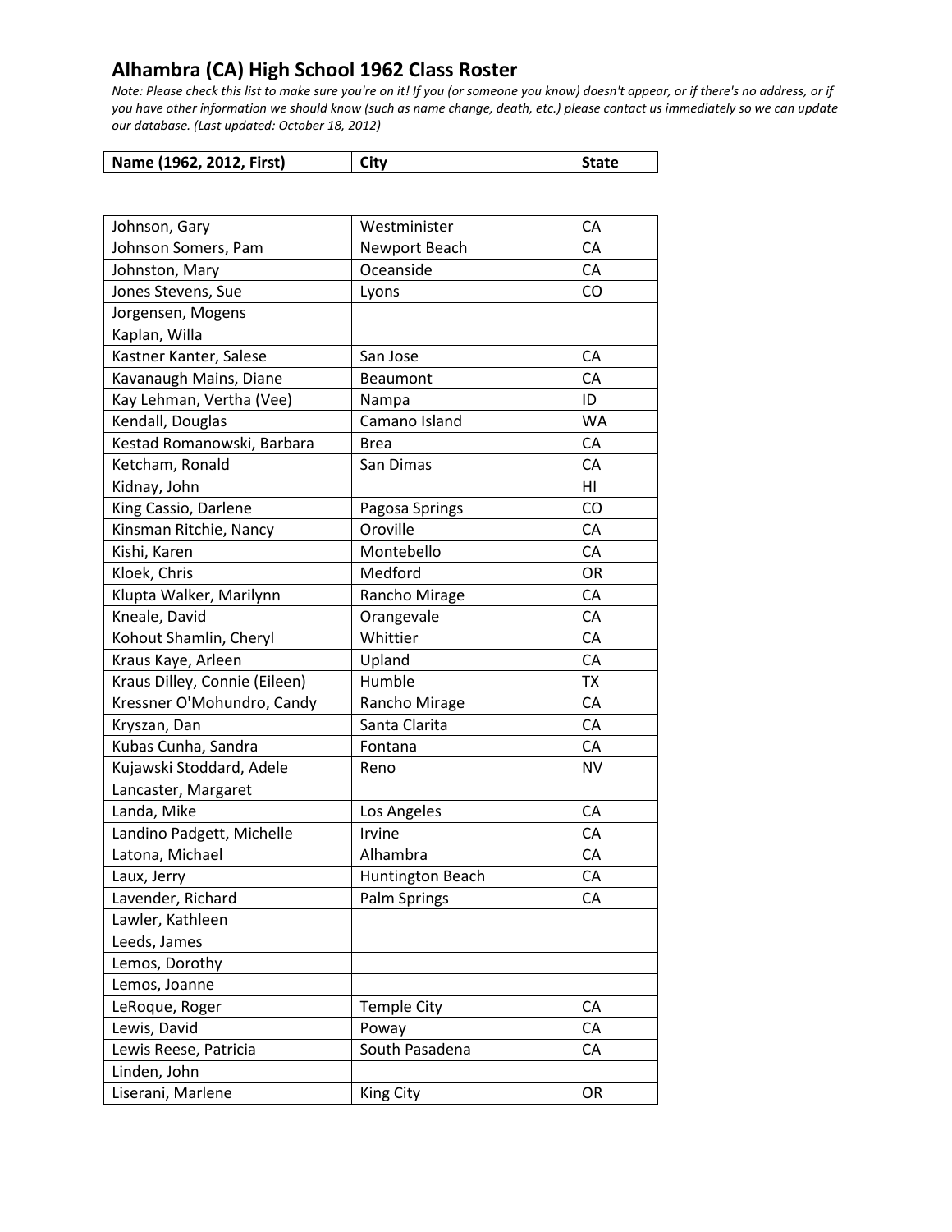## Alhambra (CA) High School 1962 Class Roster

*Note: Please check this list to make sure you're on it! If you (or someone you know) doesn't appear, or if there's no address, or if you have other information we should know (such as name change, death, etc.) please contact us immediately so we can update our database. (Last updated: October 18, 2012)*

| Name (1962, 2012, First) | City | State |
|---|---|---|
| Johnson, Gary | Westminister | CA |
| Johnson Somers, Pam | Newport Beach | CA |
| Johnston, Mary | Oceanside | CA |
| Jones Stevens, Sue | Lyons | CO |
| Jorgensen, Mogens | | |
| Kaplan, Willa | | |
| Kastner Kanter, Salese | San Jose | CA |
| Kavanaugh Mains, Diane | Beaumont | CA |
| Kay Lehman, Vertha (Vee) | Nampa | ID |
| Kendall, Douglas | Camano Island | WA |
| Kestad Romanowski, Barbara | Brea | CA |
| Ketcham, Ronald | San Dimas | CA |
| Kidnay, John | | HI |
| King Cassio, Darlene | Pagosa Springs | CO |
| Kinsman Ritchie, Nancy | Oroville | CA |
| Kishi, Karen | Montebello | CA |
| Kloek, Chris | Medford | OR |
| Klupta Walker, Marilynn | Rancho Mirage | CA |
| Kneale, David | Orangevale | CA |
| Kohout Shamlin, Cheryl | Whittier | CA |
| Kraus Kaye, Arleen | Upland | CA |
| Kraus Dilley, Connie (Eileen) | Humble | TX |
| Kressner O'Mohundro, Candy | Rancho Mirage | CA |
| Kryszan, Dan | Santa Clarita | CA |
| Kubas Cunha, Sandra | Fontana | CA |
| Kujawski Stoddard, Adele | Reno | NV |
| Lancaster, Margaret | | |
| Landa, Mike | Los Angeles | CA |
| Landino Padgett, Michelle | Irvine | CA |
| Latona, Michael | Alhambra | CA |
| Laux, Jerry | Huntington Beach | CA |
| Lavender, Richard | Palm Springs | CA |
| Lawler, Kathleen | | |
| Leeds, James | | |
| Lemos, Dorothy | | |
| Lemos, Joanne | | |
| LeRoque, Roger | Temple City | CA |
| Lewis, David | Poway | CA |
| Lewis Reese, Patricia | South Pasadena | CA |
| Linden, John | | |
| Liserani, Marlene | King City | OR |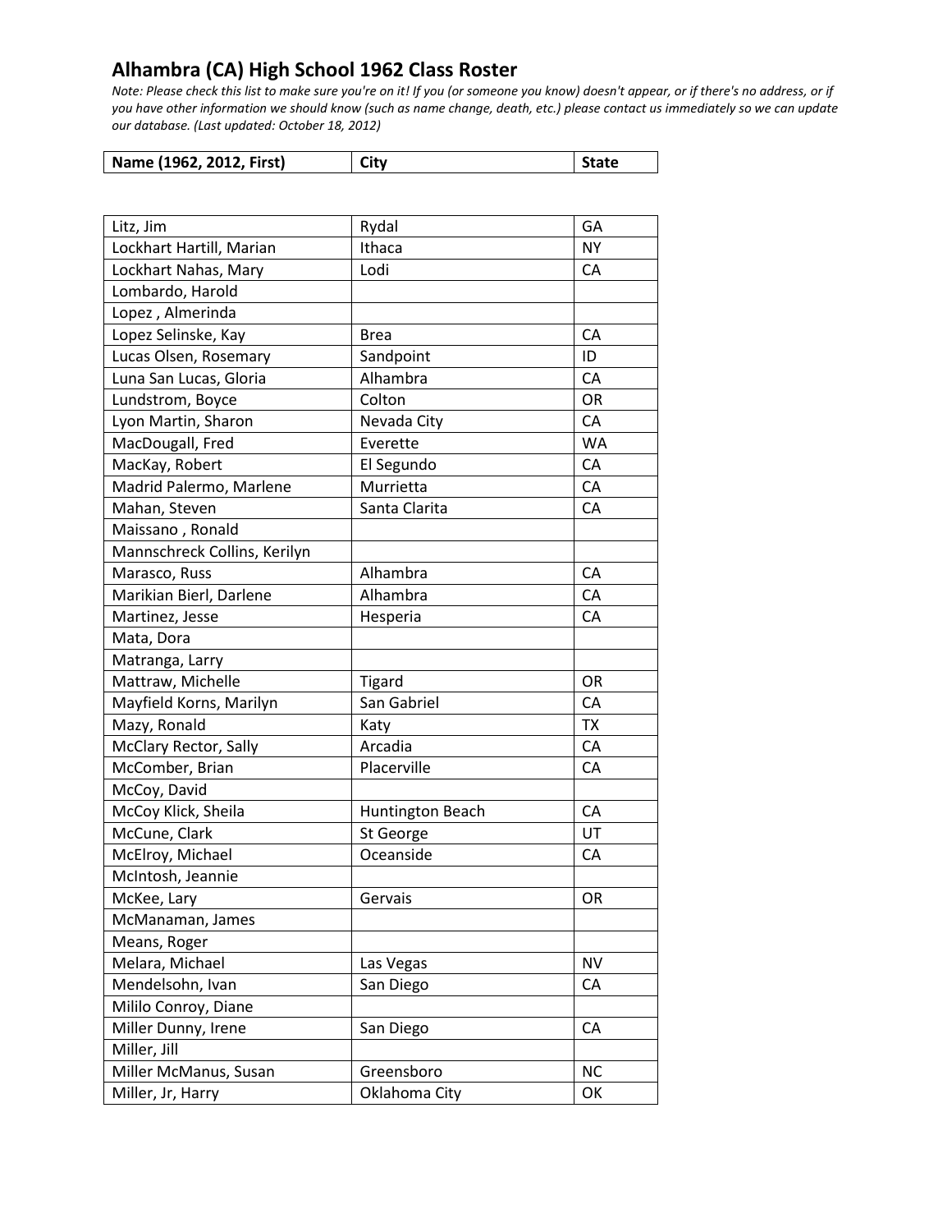## Alhambra (CA) High School 1962 Class Roster

*Note: Please check this list to make sure you're on it! If you (or someone you know) doesn't appear, or if there's no address, or if you have other information we should know (such as name change, death, etc.) please contact us immediately so we can update our database. (Last updated: October 18, 2012)*

| Name (1962, 2012, First) | City | State |
|---|---|---|
| Litz, Jim | Rydal | GA |
| Lockhart Hartill, Marian | Ithaca | NY |
| Lockhart Nahas, Mary | Lodi | CA |
| Lombardo, Harold | | |
| Lopez , Almerinda | | |
| Lopez Selinske, Kay | Brea | CA |
| Lucas Olsen, Rosemary | Sandpoint | ID |
| Luna San Lucas, Gloria | Alhambra | CA |
| Lundstrom, Boyce | Colton | OR |
| Lyon Martin, Sharon | Nevada City | CA |
| MacDougall, Fred | Everette | WA |
| MacKay, Robert | El Segundo | CA |
| Madrid Palermo, Marlene | Murrietta | CA |
| Mahan, Steven | Santa Clarita | CA |
| Maissano , Ronald | | |
| Mannschreck Collins, Kerilyn | | |
| Marasco, Russ | Alhambra | CA |
| Marikian Bierl, Darlene | Alhambra | CA |
| Martinez, Jesse | Hesperia | CA |
| Mata, Dora | | |
| Matranga, Larry | | |
| Mattraw, Michelle | Tigard | OR |
| Mayfield Korns, Marilyn | San Gabriel | CA |
| Mazy, Ronald | Katy | TX |
| McClary Rector, Sally | Arcadia | CA |
| McComber, Brian | Placerville | CA |
| McCoy, David | | |
| McCoy Klick, Sheila | Huntington Beach | CA |
| McCune, Clark | St George | UT |
| McElroy, Michael | Oceanside | CA |
| McIntosh, Jeannie | | |
| McKee, Lary | Gervais | OR |
| McManaman, James | | |
| Means, Roger | | |
| Melara, Michael | Las Vegas | NV |
| Mendelsohn, Ivan | San Diego | CA |
| Mililo Conroy, Diane | | |
| Miller Dunny, Irene | San Diego | CA |
| Miller, Jill | | |
| Miller McManus, Susan | Greensboro | NC |
| Miller, Jr, Harry | Oklahoma City | OK |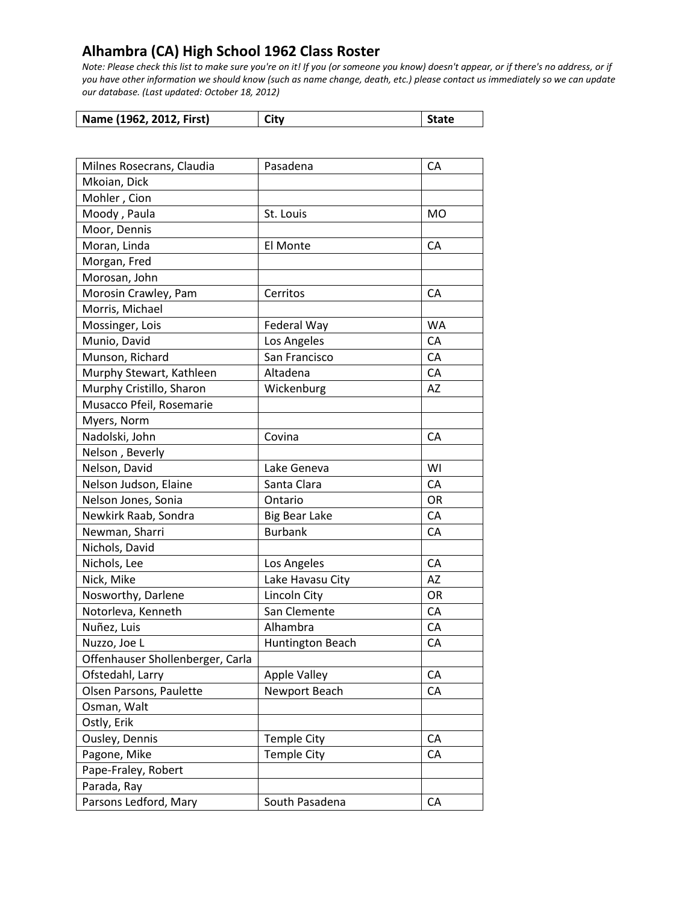## Alhambra (CA) High School 1962 Class Roster

*Note: Please check this list to make sure you're on it! If you (or someone you know) doesn't appear, or if there's no address, or if you have other information we should know (such as name change, death, etc.) please contact us immediately so we can update our database. (Last updated: October 18, 2012)*

| Name (1962, 2012, First) | City | State |
|---|---|---|
| Milnes Rosecrans, Claudia | Pasadena | CA |
| Mkoian, Dick | | |
| Mohler , Cion | | |
| Moody , Paula | St. Louis | MO |
| Moor, Dennis | | |
| Moran, Linda | El Monte | CA |
| Morgan, Fred | | |
| Morosan, John | | |
| Morosin Crawley, Pam | Cerritos | CA |
| Morris, Michael | | |
| Mossinger, Lois | Federal Way | WA |
| Munio, David | Los Angeles | CA |
| Munson, Richard | San Francisco | CA |
| Murphy Stewart, Kathleen | Altadena | CA |
| Murphy Cristillo, Sharon | Wickenburg | AZ |
| Musacco Pfeil, Rosemarie | | |
| Myers, Norm | | |
| Nadolski, John | Covina | CA |
| Nelson , Beverly | | |
| Nelson, David | Lake Geneva | WI |
| Nelson Judson, Elaine | Santa Clara | CA |
| Nelson Jones, Sonia | Ontario | OR |
| Newkirk Raab, Sondra | Big Bear Lake | CA |
| Newman, Sharri | Burbank | CA |
| Nichols, David | | |
| Nichols, Lee | Los Angeles | CA |
| Nick, Mike | Lake Havasu City | AZ |
| Nosworthy, Darlene | Lincoln City | OR |
| Notorleva, Kenneth | San Clemente | CA |
| Nuñez, Luis | Alhambra | CA |
| Nuzzo, Joe L | Huntington Beach | CA |
| Offenhauser Shollenberger, Carla | | |
| Ofstedahl, Larry | Apple Valley | CA |
| Olsen Parsons, Paulette | Newport Beach | CA |
| Osman, Walt | | |
| Ostly, Erik | | |
| Ousley, Dennis | Temple City | CA |
| Pagone, Mike | Temple City | CA |
| Pape-Fraley, Robert | | |
| Parada, Ray | | |
| Parsons Ledford, Mary | South Pasadena | CA |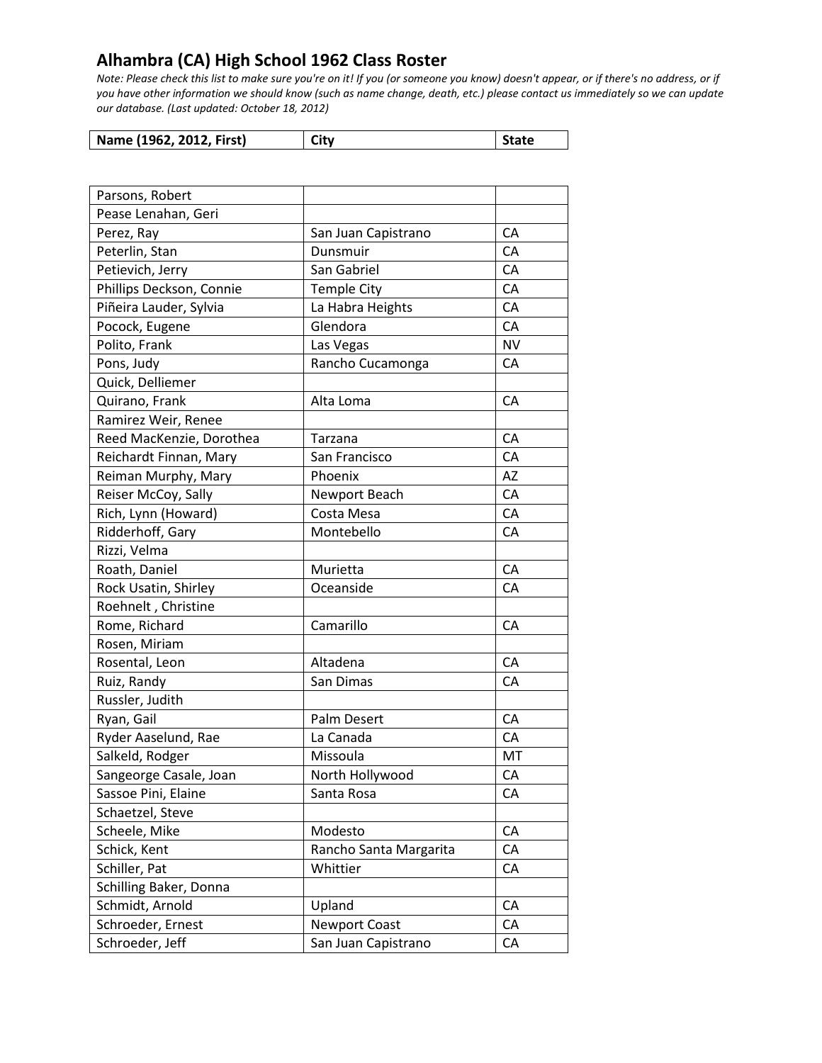## Alhambra (CA) High School 1962 Class Roster

*Note: Please check this list to make sure you're on it! If you (or someone you know) doesn't appear, or if there's no address, or if you have other information we should know (such as name change, death, etc.) please contact us immediately so we can update our database. (Last updated: October 18, 2012)*

| Name (1962, 2012, First) | City | State |
|---|---|---|
| Parsons, Robert | | |
| Pease Lenahan, Geri | | |
| Perez, Ray | San Juan Capistrano | CA |
| Peterlin, Stan | Dunsmuir | CA |
| Petievich, Jerry | San Gabriel | CA |
| Phillips Deckson, Connie | Temple City | CA |
| Piñeira Lauder, Sylvia | La Habra Heights | CA |
| Pocock, Eugene | Glendora | CA |
| Polito, Frank | Las Vegas | NV |
| Pons, Judy | Rancho Cucamonga | CA |
| Quick, Delliemer | | |
| Quirano, Frank | Alta Loma | CA |
| Ramirez Weir, Renee | | |
| Reed MacKenzie, Dorothea | Tarzana | CA |
| Reichardt Finnan, Mary | San Francisco | CA |
| Reiman Murphy, Mary | Phoenix | AZ |
| Reiser McCoy, Sally | Newport Beach | CA |
| Rich, Lynn (Howard) | Costa Mesa | CA |
| Ridderhoff, Gary | Montebello | CA |
| Rizzi, Velma | | |
| Roath, Daniel | Murietta | CA |
| Rock Usatin, Shirley | Oceanside | CA |
| Roehnelt , Christine | | |
| Rome, Richard | Camarillo | CA |
| Rosen, Miriam | | |
| Rosental, Leon | Altadena | CA |
| Ruiz, Randy | San Dimas | CA |
| Russler, Judith | | |
| Ryan, Gail | Palm Desert | CA |
| Ryder Aaselund, Rae | La Canada | CA |
| Salkeld, Rodger | Missoula | MT |
| Sangeorge Casale, Joan | North Hollywood | CA |
| Sassoe Pini, Elaine | Santa Rosa | CA |
| Schaetzel, Steve | | |
| Scheele, Mike | Modesto | CA |
| Schick, Kent | Rancho Santa Margarita | CA |
| Schiller, Pat | Whittier | CA |
| Schilling Baker, Donna | | |
| Schmidt, Arnold | Upland | CA |
| Schroeder, Ernest | Newport Coast | CA |
| Schroeder, Jeff | San Juan Capistrano | CA |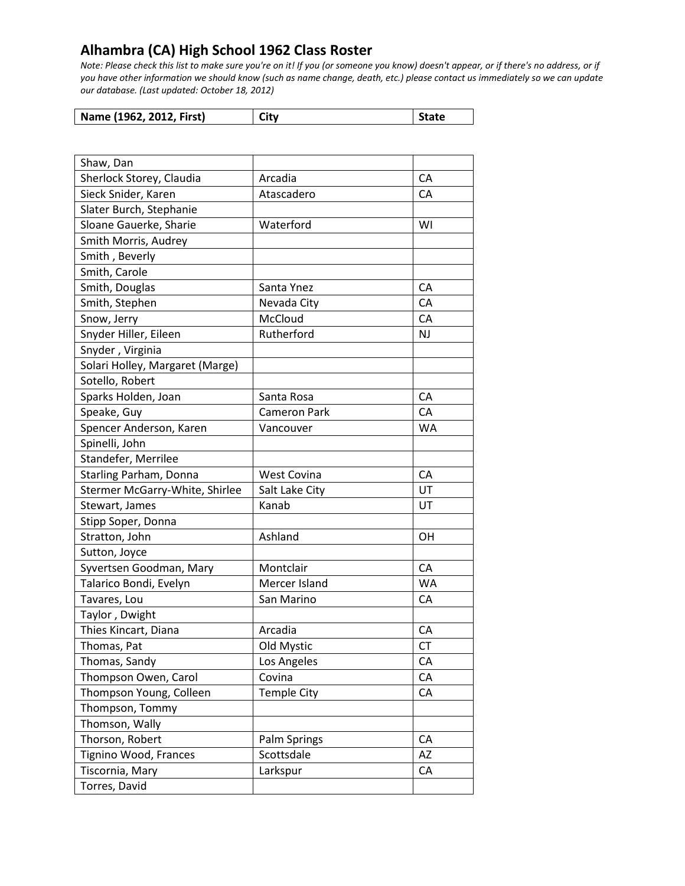## Alhambra (CA) High School 1962 Class Roster

*Note: Please check this list to make sure you're on it! If you (or someone you know) doesn't appear, or if there's no address, or if you have other information we should know (such as name change, death, etc.) please contact us immediately so we can update our database. (Last updated: October 18, 2012)*

| Name (1962, 2012, First) | City | State |
|---|---|---|
| Shaw, Dan | | |
| Sherlock Storey, Claudia | Arcadia | CA |
| Sieck Snider, Karen | Atascadero | CA |
| Slater Burch, Stephanie | | |
| Sloane Gauerke, Sharie | Waterford | WI |
| Smith Morris, Audrey | | |
| Smith , Beverly | | |
| Smith, Carole | | |
| Smith, Douglas | Santa Ynez | CA |
| Smith, Stephen | Nevada City | CA |
| Snow, Jerry | McCloud | CA |
| Snyder Hiller, Eileen | Rutherford | NJ |
| Snyder , Virginia | | |
| Solari Holley, Margaret (Marge) | | |
| Sotello, Robert | | |
| Sparks Holden, Joan | Santa Rosa | CA |
| Speake, Guy | Cameron Park | CA |
| Spencer Anderson, Karen | Vancouver | WA |
| Spinelli, John | | |
| Standefer, Merrilee | | |
| Starling Parham, Donna | West Covina | CA |
| Stermer McGarry-White, Shirlee | Salt Lake City | UT |
| Stewart, James | Kanab | UT |
| Stipp Soper, Donna | | |
| Stratton, John | Ashland | OH |
| Sutton, Joyce | | |
| Syvertsen Goodman, Mary | Montclair | CA |
| Talarico Bondi, Evelyn | Mercer Island | WA |
| Tavares, Lou | San Marino | CA |
| Taylor , Dwight | | |
| Thies Kincart, Diana | Arcadia | CA |
| Thomas, Pat | Old Mystic | CT |
| Thomas, Sandy | Los Angeles | CA |
| Thompson Owen, Carol | Covina | CA |
| Thompson Young, Colleen | Temple City | CA |
| Thompson, Tommy | | |
| Thomson, Wally | | |
| Thorson, Robert | Palm Springs | CA |
| Tignino Wood, Frances | Scottsdale | AZ |
| Tiscornia, Mary | Larkspur | CA |
| Torres, David | | |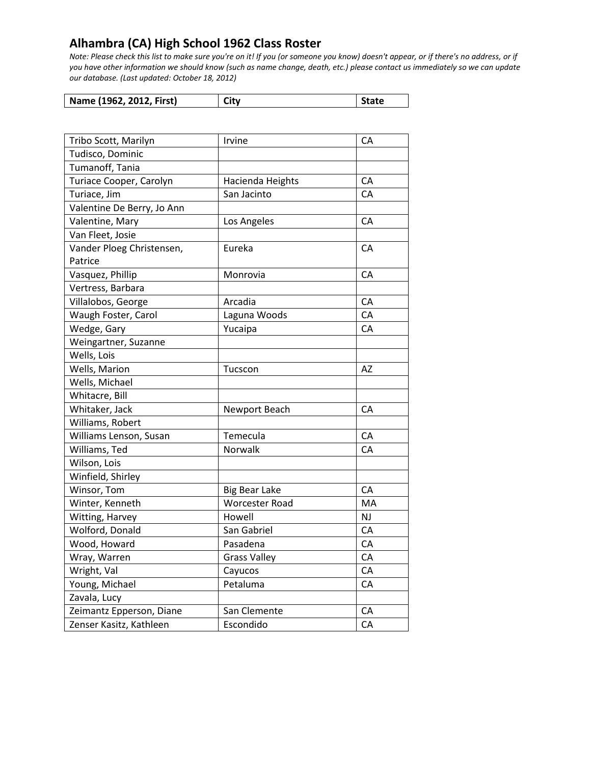## Alhambra (CA) High School 1962 Class Roster

*Note: Please check this list to make sure you're on it! If you (or someone you know) doesn't appear, or if there's no address, or if you have other information we should know (such as name change, death, etc.) please contact us immediately so we can update our database. (Last updated: October 18, 2012)*

| Name (1962, 2012, First) | City | State |
|---|---|---|
| Tribo Scott, Marilyn | Irvine | CA |
| Tudisco, Dominic | | |
| Tumanoff, Tania | | |
| Turiace Cooper, Carolyn | Hacienda Heights | CA |
| Turiace, Jim | San Jacinto | CA |
| Valentine De Berry, Jo Ann | | |
| Valentine, Mary | Los Angeles | CA |
| Van Fleet, Josie | | |
| Vander Ploeg Christensen, Patrice | Eureka | CA |
| Vasquez, Phillip | Monrovia | CA |
| Vertress, Barbara | | |
| Villalobos, George | Arcadia | CA |
| Waugh Foster, Carol | Laguna Woods | CA |
| Wedge, Gary | Yucaipa | CA |
| Weingartner, Suzanne | | |
| Wells, Lois | | |
| Wells, Marion | Tucscon | AZ |
| Wells, Michael | | |
| Whitacre, Bill | | |
| Whitaker, Jack | Newport Beach | CA |
| Williams, Robert | | |
| Williams Lenson, Susan | Temecula | CA |
| Williams, Ted | Norwalk | CA |
| Wilson, Lois | | |
| Winfield, Shirley | | |
| Winsor, Tom | Big Bear Lake | CA |
| Winter, Kenneth | Worcester Road | MA |
| Witting, Harvey | Howell | NJ |
| Wolford, Donald | San Gabriel | CA |
| Wood, Howard | Pasadena | CA |
| Wray, Warren | Grass Valley | CA |
| Wright, Val | Cayucos | CA |
| Young, Michael | Petaluma | CA |
| Zavala, Lucy | | |
| Zeimantz Epperson, Diane | San Clemente | CA |
| Zenser Kasitz, Kathleen | Escondido | CA |